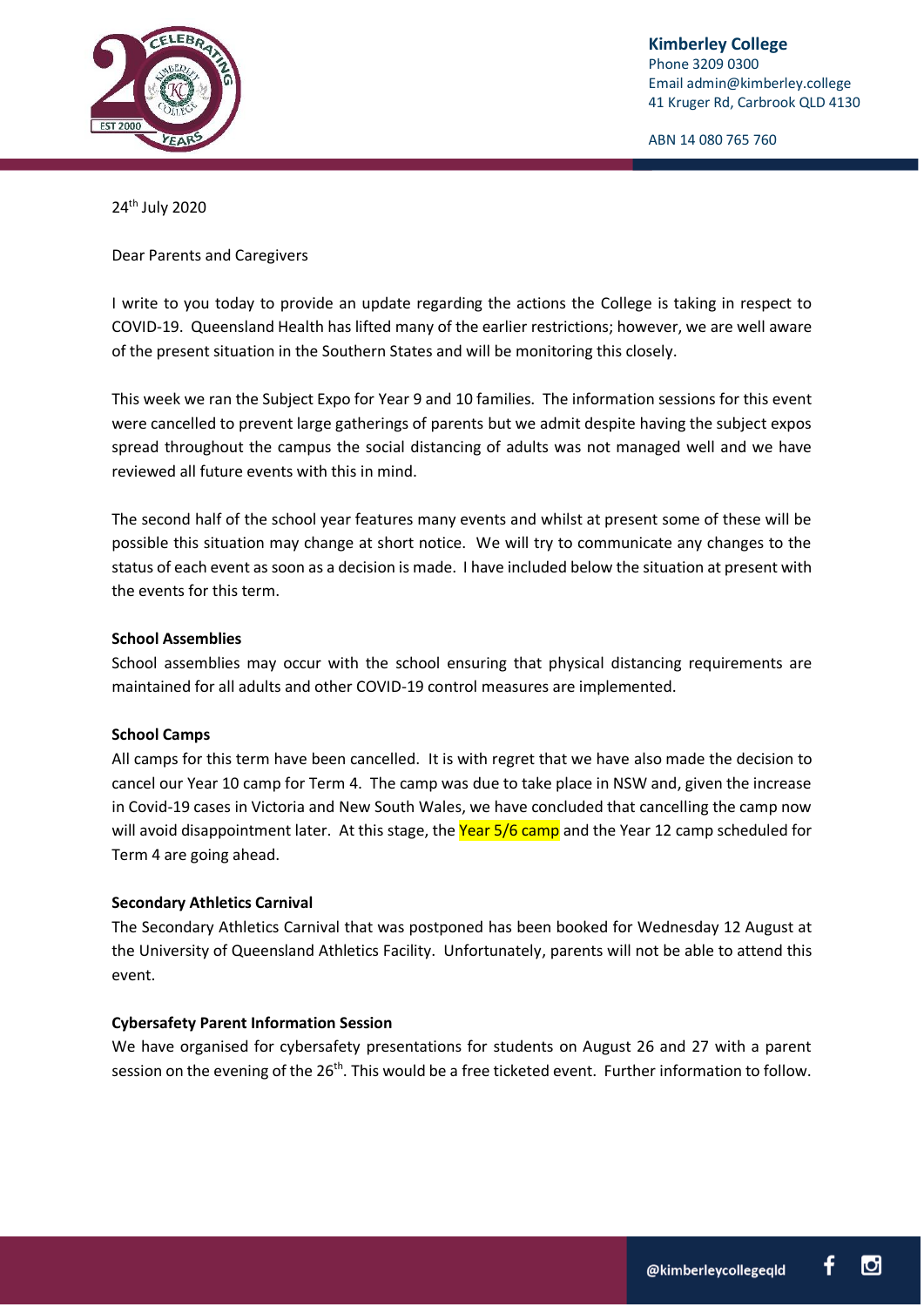**Kimberley College**
Phone 3209 0300
Email admin@kimberley.college
41 Kruger Rd, Carbrook QLD 4130

ABN 14 080 765 760

24th July 2020

Dear Parents and Caregivers

I write to you today to provide an update regarding the actions the College is taking in respect to COVID-19. Queensland Health has lifted many of the earlier restrictions; however, we are well aware of the present situation in the Southern States and will be monitoring this closely.

This week we ran the Subject Expo for Year 9 and 10 families. The information sessions for this event were cancelled to prevent large gatherings of parents but we admit despite having the subject expos spread throughout the campus the social distancing of adults was not managed well and we have reviewed all future events with this in mind.

The second half of the school year features many events and whilst at present some of these will be possible this situation may change at short notice. We will try to communicate any changes to the status of each event as soon as a decision is made. I have included below the situation at present with the events for this term.

**School Assemblies**
School assemblies may occur with the school ensuring that physical distancing requirements are maintained for all adults and other COVID-19 control measures are implemented.

**School Camps**
All camps for this term have been cancelled. It is with regret that we have also made the decision to cancel our Year 10 camp for Term 4. The camp was due to take place in NSW and, given the increase in Covid-19 cases in Victoria and New South Wales, we have concluded that cancelling the camp now will avoid disappointment later. At this stage, the Year 5/6 camp and the Year 12 camp scheduled for Term 4 are going ahead.

**Secondary Athletics Carnival**
The Secondary Athletics Carnival that was postponed has been booked for Wednesday 12 August at the University of Queensland Athletics Facility. Unfortunately, parents will not be able to attend this event.

**Cybersafety Parent Information Session**
We have organised for cybersafety presentations for students on August 26 and 27 with a parent session on the evening of the 26th. This would be a free ticketed event. Further information to follow.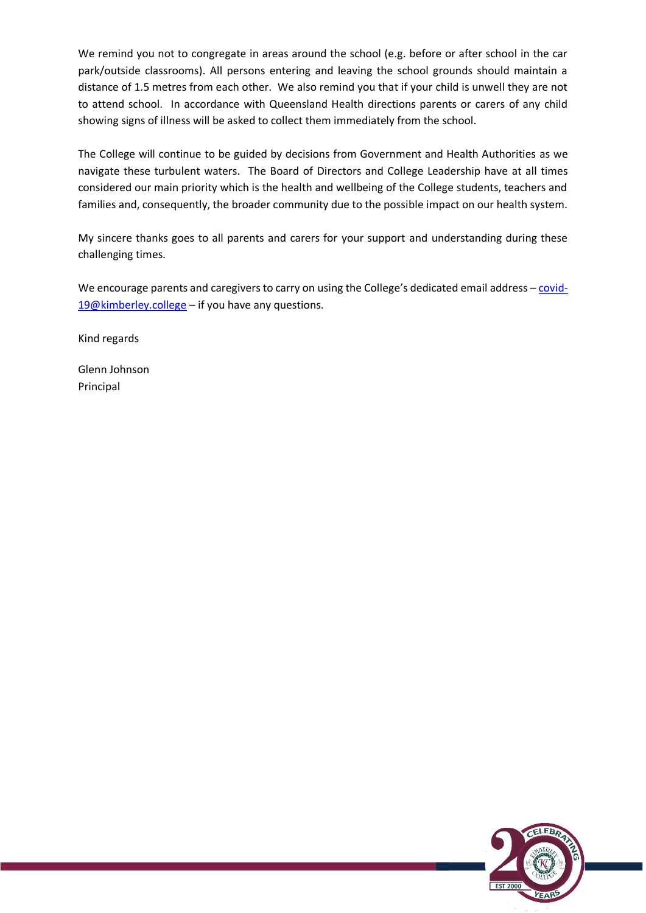We remind you not to congregate in areas around the school (e.g. before or after school in the car park/outside classrooms). All persons entering and leaving the school grounds should maintain a distance of 1.5 metres from each other. We also remind you that if your child is unwell they are not to attend school. In accordance with Queensland Health directions parents or carers of any child showing signs of illness will be asked to collect them immediately from the school.

The College will continue to be guided by decisions from Government and Health Authorities as we navigate these turbulent waters. The Board of Directors and College Leadership have at all times considered our main priority which is the health and wellbeing of the College students, teachers and families and, consequently, the broader community due to the possible impact on our health system.

My sincere thanks goes to all parents and carers for your support and understanding during these challenging times.

We encourage parents and caregivers to carry on using the College's dedicated email address – covid-19@kimberley.college – if you have any questions.

Kind regards

Glenn Johnson
Principal